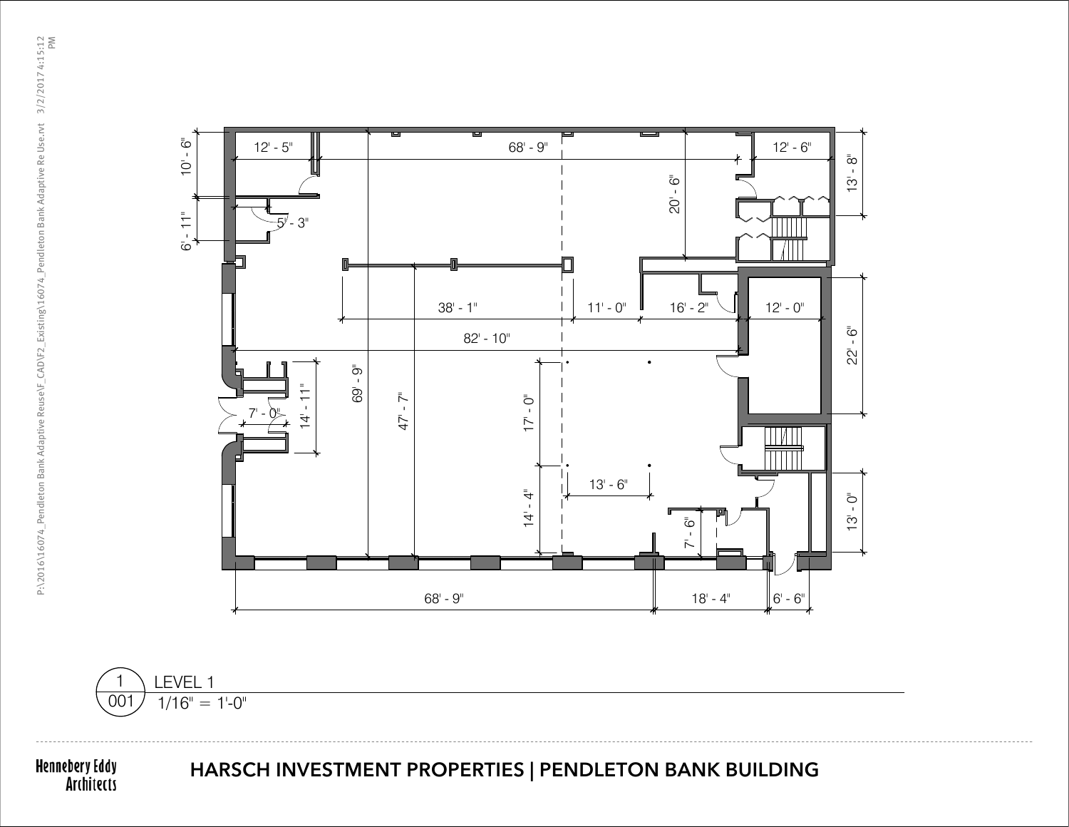P:\2016\16074_Pendleton Bank Adaptive Reuse\F_CAD\F2_Existing\16074_Pendleton Bank Adaptive Re Use.rvt 3/2/2017 4:15:12 PM

12' - 5"

68' - 9"

12' - 6"

10' - 6"

13' - 8"

20' - 6"

6' - 11"

5' - 3"

38' - 1"

11' - 0"

16' - 2"

12' - 0"

82' - 10"

22' - 6"

69' - 9"

47' - 7"

14' - 11"

7' - 0"

17' - 0"

13' - 6"

14' - 4"

7' - 6"

13' - 0"

68' - 9"

18' - 4"

6' - 6"

1 / 001 LEVEL 1

1/16" = 1'-0"

Hennebery Eddy Architects

## HARSCH INVESTMENT PROPERTIES | PENDLETON BANK BUILDING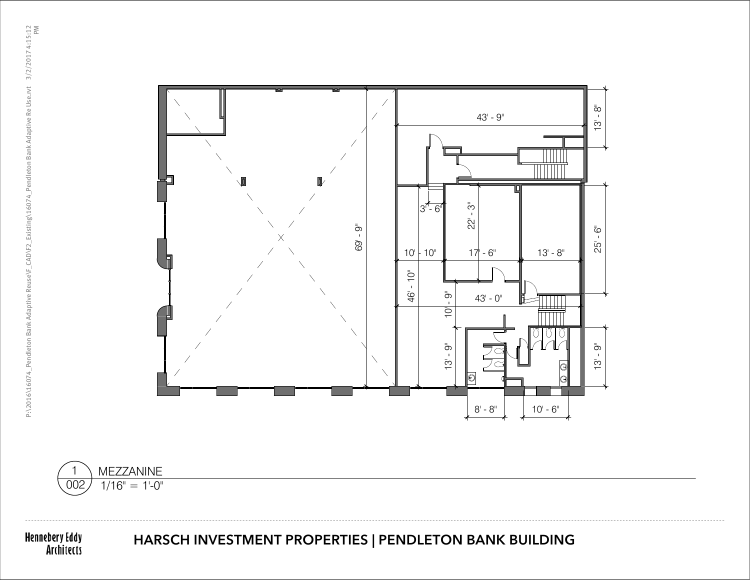P:\2016\16074_Pendleton Bank Adaptive Reuse\F_CAD\F2_Existing\16074_Pendleton Bank Adaptive Re Use.rvt 3/2/2017 4:15:12 PM

43' - 9"

13' - 8"

3' - 6"

22' - 3"

69' - 9"

10' - 10"

17' - 6"

13' - 8"

25' - 6"

46' - 10"

10' - 9"

43' - 0"

13' - 9"

13' - 9"

8' - 8"

10' - 6"

1 / 002 MEZZANINE
1/16" = 1'-0"

Hennebery Eddy Architects

## HARSCH INVESTMENT PROPERTIES | PENDLETON BANK BUILDING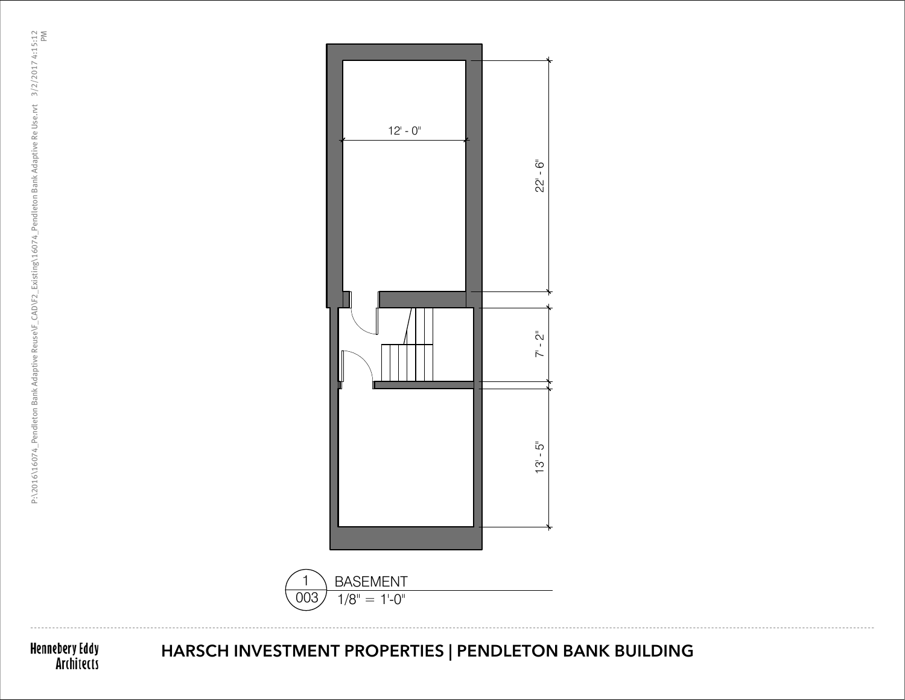12' - 0"

22' - 6"

7' - 2"

13' - 5"

1
003
BASEMENT
1/8" = 1'-0"

Hennebery Eddy Architects

HARSCH INVESTMENT PROPERTIES | PENDLETON BANK BUILDING